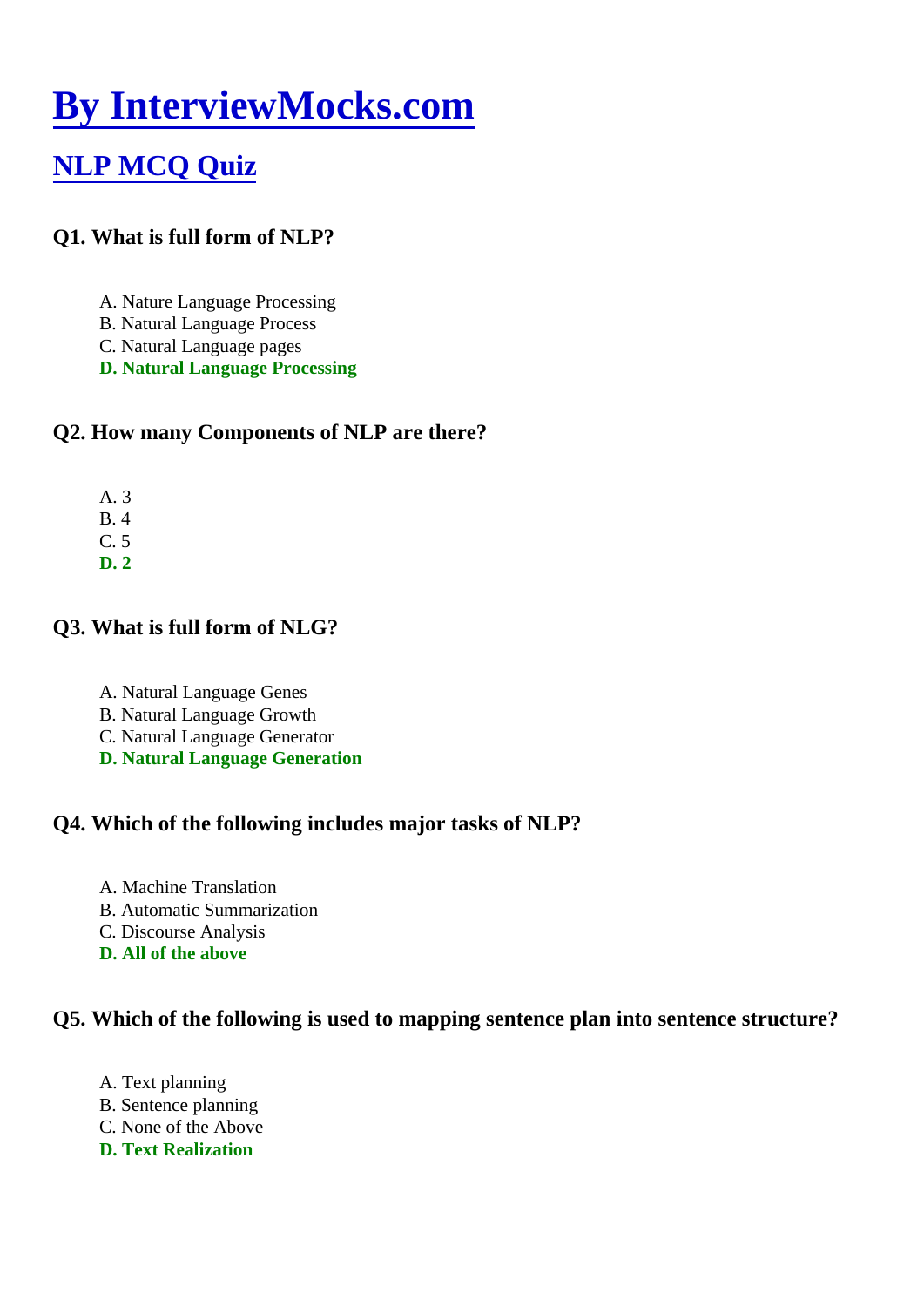# By InterviewMocks.com

## NLP MCQ Quiz

### Q1. What is full form of NLP?

A. Nature Language Processing
B. Natural Language Process
C. Natural Language pages
**D. Natural Language Processing**

### Q2. How many Components of NLP are there?

A. 3
B. 4
C. 5
**D. 2**

### Q3. What is full form of NLG?

A. Natural Language Genes
B. Natural Language Growth
C. Natural Language Generator
**D. Natural Language Generation**

### Q4. Which of the following includes major tasks of NLP?

A. Machine Translation
B. Automatic Summarization
C. Discourse Analysis
**D. All of the above**

### Q5. Which of the following is used to mapping sentence plan into sentence structure?

A. Text planning
B. Sentence planning
C. None of the Above
**D. Text Realization**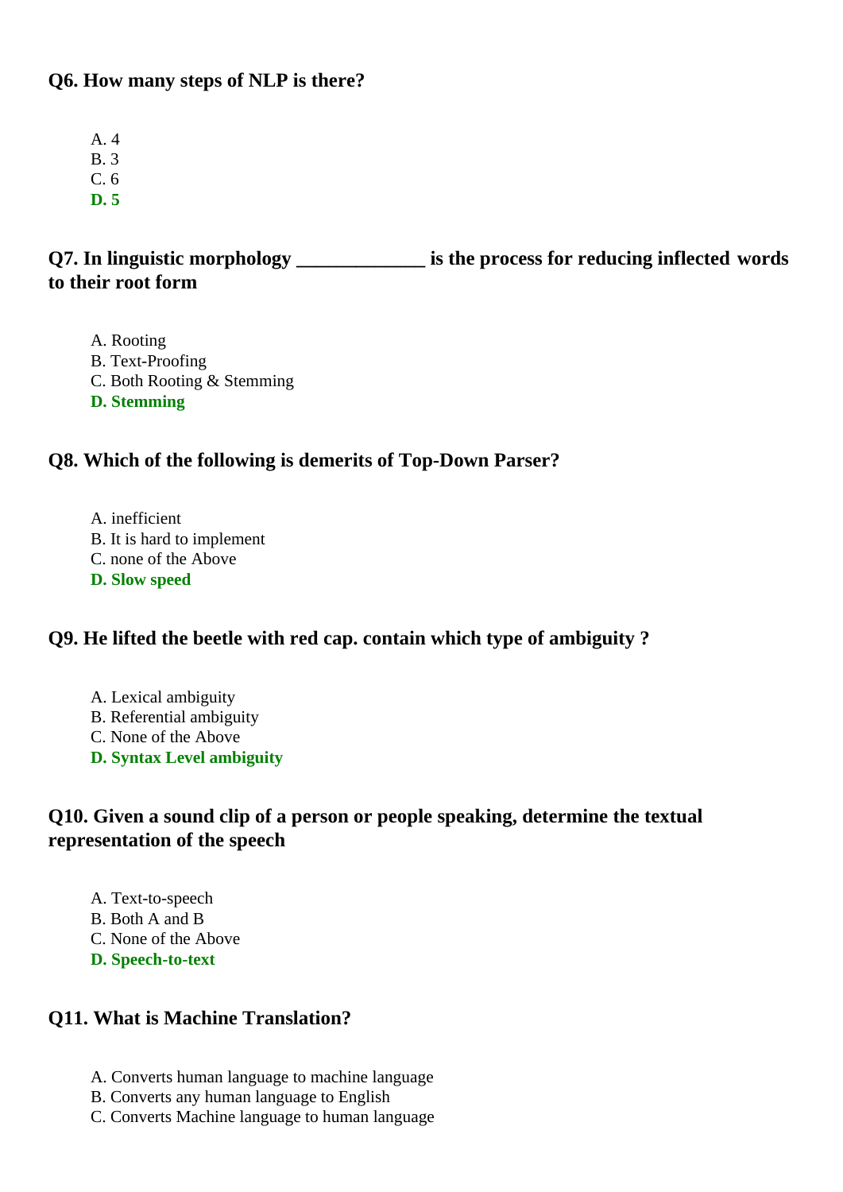### Q6. How many steps of NLP is there?

A. 4
B. 3
C. 6
**D. 5**

### Q7. In linguistic morphology _____________ is the process for reducing inflected words to their root form

A. Rooting
B. Text-Proofing
C. Both Rooting & Stemming
**D. Stemming**

### Q8. Which of the following is demerits of Top-Down Parser?

A. inefficient
B. It is hard to implement
C. none of the Above
**D. Slow speed**

### Q9. He lifted the beetle with red cap. contain which type of ambiguity ?

A. Lexical ambiguity
B. Referential ambiguity
C. None of the Above
**D. Syntax Level ambiguity**

### Q10. Given a sound clip of a person or people speaking, determine the textual representation of the speech

A. Text-to-speech
B. Both A and B
C. None of the Above
**D. Speech-to-text**

### Q11. What is Machine Translation?

A. Converts human language to machine language
B. Converts any human language to English
C. Converts Machine language to human language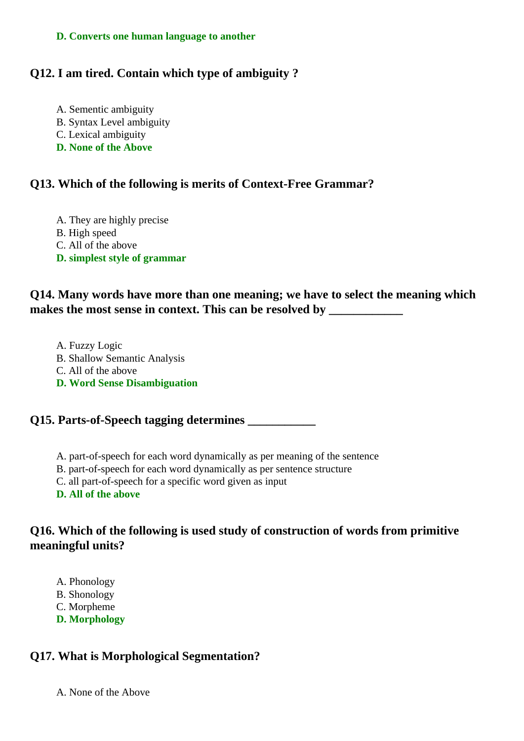**D. Converts one human language to another**

### Q12. I am tired. Contain which type of ambiguity ?

A. Sementic ambiguity
B. Syntax Level ambiguity
C. Lexical ambiguity
**D. None of the Above**

### Q13. Which of the following is merits of Context-Free Grammar?

A. They are highly precise
B. High speed
C. All of the above
**D. simplest style of grammar**

### Q14. Many words have more than one meaning; we have to select the meaning which makes the most sense in context. This can be resolved by ____________

A. Fuzzy Logic
B. Shallow Semantic Analysis
C. All of the above
**D. Word Sense Disambiguation**

### Q15. Parts-of-Speech tagging determines ___________

A. part-of-speech for each word dynamically as per meaning of the sentence
B. part-of-speech for each word dynamically as per sentence structure
C. all part-of-speech for a specific word given as input
**D. All of the above**

### Q16. Which of the following is used study of construction of words from primitive meaningful units?

A. Phonology
B. Shonology
C. Morpheme
**D. Morphology**

### Q17. What is Morphological Segmentation?

A. None of the Above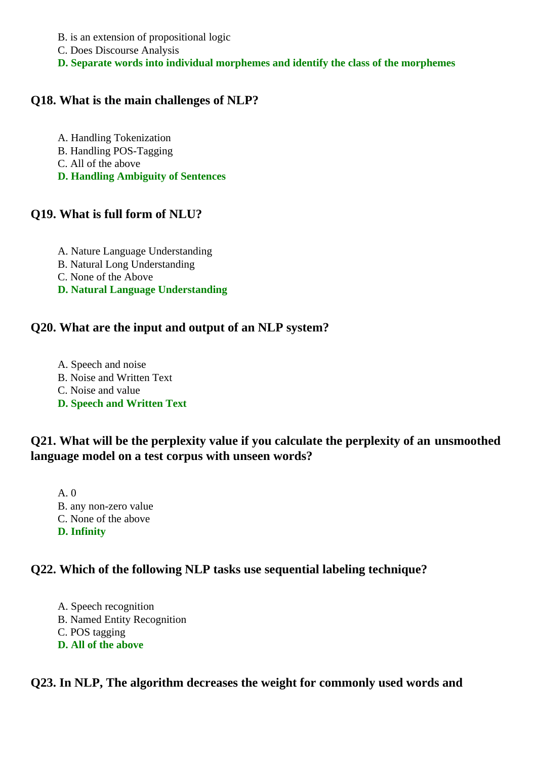B. is an extension of propositional logic
C. Does Discourse Analysis
**D. Separate words into individual morphemes and identify the class of the morphemes**

### Q18. What is the main challenges of NLP?

A. Handling Tokenization
B. Handling POS-Tagging
C. All of the above
**D. Handling Ambiguity of Sentences**

### Q19. What is full form of NLU?

A. Nature Language Understanding
B. Natural Long Understanding
C. None of the Above
**D. Natural Language Understanding**

### Q20. What are the input and output of an NLP system?

A. Speech and noise
B. Noise and Written Text
C. Noise and value
**D. Speech and Written Text**

### Q21. What will be the perplexity value if you calculate the perplexity of an unsmoothed language model on a test corpus with unseen words?

A. 0
B. any non-zero value
C. None of the above
**D. Infinity**

### Q22. Which of the following NLP tasks use sequential labeling technique?

A. Speech recognition
B. Named Entity Recognition
C. POS tagging
**D. All of the above**

### Q23. In NLP, The algorithm decreases the weight for commonly used words and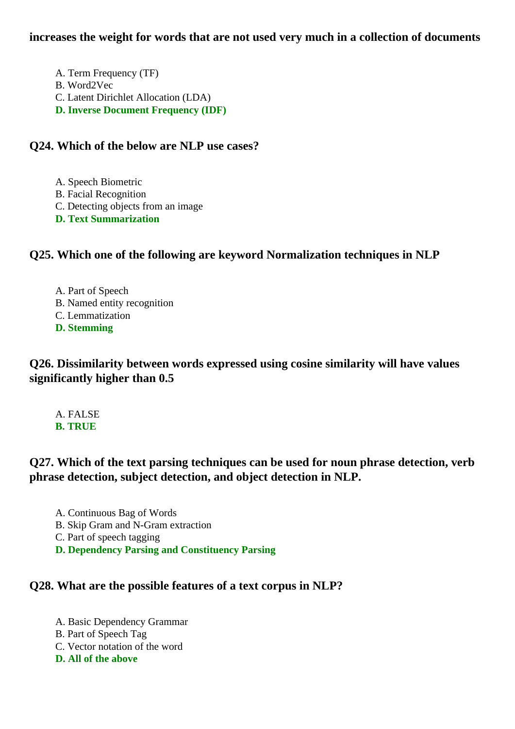**increases the weight for words that are not used very much in a collection of documents**

A. Term Frequency (TF)
B. Word2Vec
C. Latent Dirichlet Allocation (LDA)
**D. Inverse Document Frequency (IDF)**

**Q24. Which of the below are NLP use cases?**

A. Speech Biometric
B. Facial Recognition
C. Detecting objects from an image
**D. Text Summarization**

**Q25. Which one of the following are keyword Normalization techniques in NLP**

A. Part of Speech
B. Named entity recognition
C. Lemmatization
**D. Stemming**

**Q26. Dissimilarity between words expressed using cosine similarity will have values significantly higher than 0.5**

A. FALSE
**B. TRUE**

**Q27. Which of the text parsing techniques can be used for noun phrase detection, verb phrase detection, subject detection, and object detection in NLP.**

A. Continuous Bag of Words
B. Skip Gram and N-Gram extraction
C. Part of speech tagging
**D. Dependency Parsing and Constituency Parsing**

**Q28. What are the possible features of a text corpus in NLP?**

A. Basic Dependency Grammar
B. Part of Speech Tag
C. Vector notation of the word
**D. All of the above**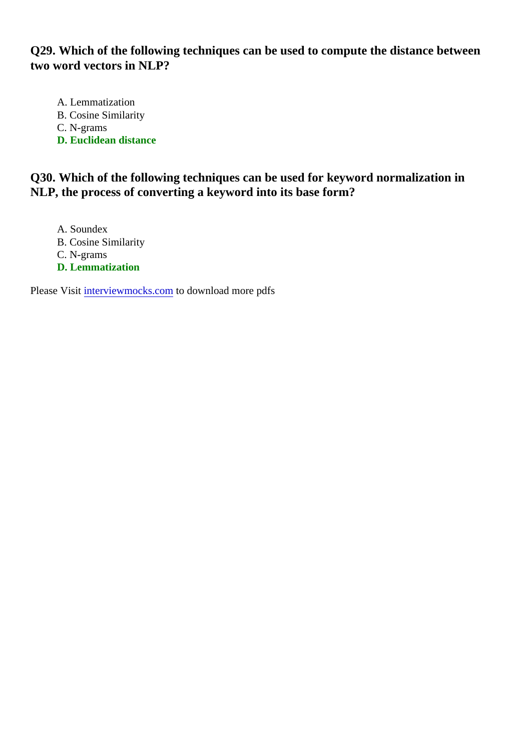### Q29. Which of the following techniques can be used to compute the distance between two word vectors in NLP?

A. Lemmatization
B. Cosine Similarity
C. N-grams
**D. Euclidean distance**

### Q30. Which of the following techniques can be used for keyword normalization in NLP, the process of converting a keyword into its base form?

A. Soundex
B. Cosine Similarity
C. N-grams
**D. Lemmatization**

Please Visit [interviewmocks.com](interviewmocks.com) to download more pdfs